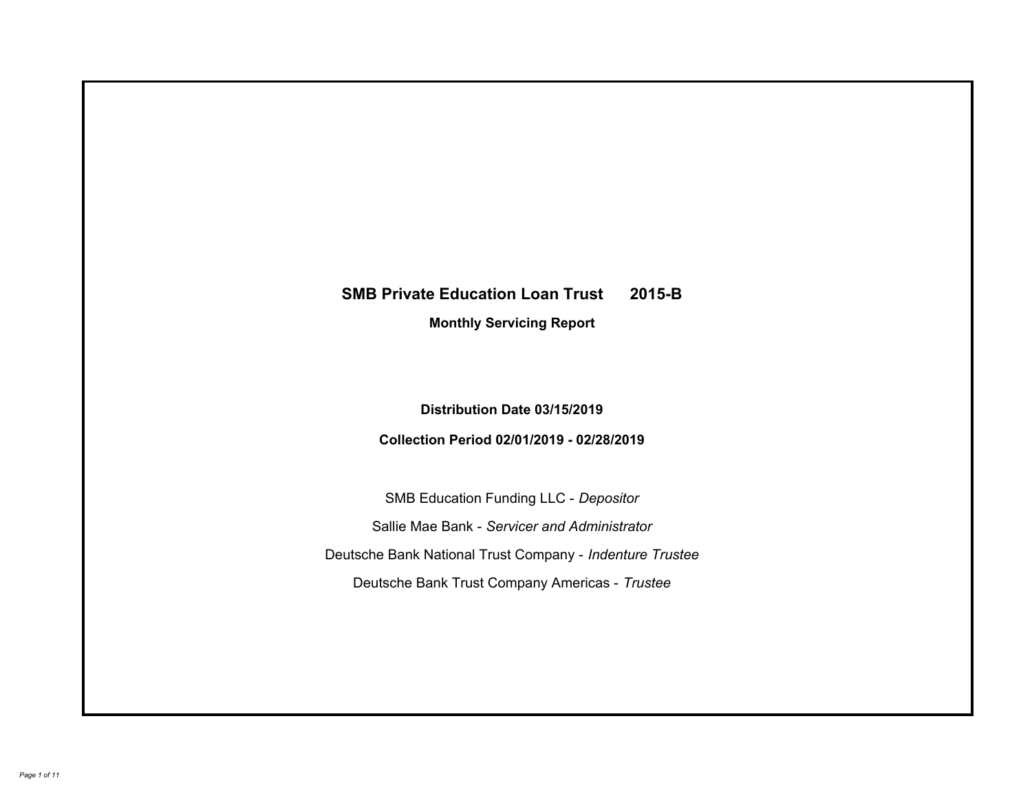# SMB Private Education Loan Trust 2015-B

## Monthly Servicing Report

**Distribution Date 03/15/2019**

**Collection Period 02/01/2019 - 02/28/2019**

SMB Education Funding LLC - *Depositor*

Sallie Mae Bank - *Servicer and Administrator*

Deutsche Bank National Trust Company - *Indenture Trustee*

Deutsche Bank Trust Company Americas - *Trustee*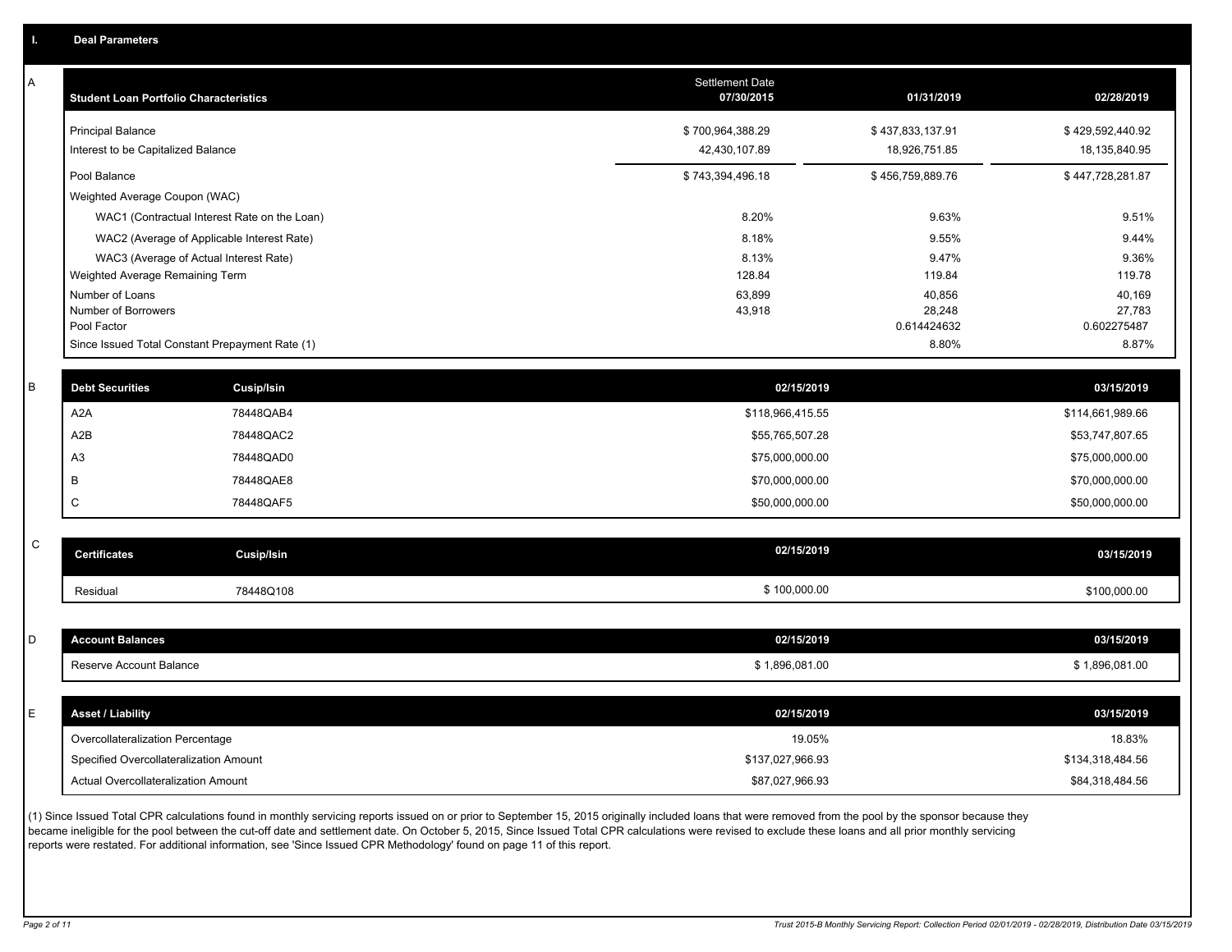## I. Deal Parameters

### A

| Student Loan Portfolio Characteristics | Settlement Date 07/30/2015 | 01/31/2019 | 02/28/2019 |
|---|---|---|---|
| Principal Balance | $ 700,964,388.29 | $ 437,833,137.91 | $ 429,592,440.92 |
| Interest to be Capitalized Balance | 42,430,107.89 | 18,926,751.85 | 18,135,840.95 |
| Pool Balance | $ 743,394,496.18 | $ 456,759,889.76 | $ 447,728,281.87 |
| Weighted Average Coupon (WAC) | | | |
| WAC1 (Contractual Interest Rate on the Loan) | 8.20% | 9.63% | 9.51% |
| WAC2 (Average of Applicable Interest Rate) | 8.18% | 9.55% | 9.44% |
| WAC3 (Average of Actual Interest Rate) | 8.13% | 9.47% | 9.36% |
| Weighted Average Remaining Term | 128.84 | 119.84 | 119.78 |
| Number of Loans | 63,899 | 40,856 | 40,169 |
| Number of Borrowers | 43,918 | 28,248 | 27,783 |
| Pool Factor | | 0.614424632 | 0.602275487 |
| Since Issued Total Constant Prepayment Rate (1) | | 8.80% | 8.87% |

### B

| Debt Securities | Cusip/Isin | 02/15/2019 | 03/15/2019 |
|---|---|---|---|
| A2A | 78448QAB4 | $118,966,415.55 | $114,661,989.66 |
| A2B | 78448QAC2 | $55,765,507.28 | $53,747,807.65 |
| A3 | 78448QAD0 | $75,000,000.00 | $75,000,000.00 |
| B | 78448QAE8 | $70,000,000.00 | $70,000,000.00 |
| C | 78448QAF5 | $50,000,000.00 | $50,000,000.00 |

### C

| Certificates | Cusip/Isin | 02/15/2019 | 03/15/2019 |
|---|---|---|---|
| Residual | 78448Q108 | $ 100,000.00 | $100,000.00 |

### D

| Account Balances | 02/15/2019 | 03/15/2019 |
|---|---|---|
| Reserve Account Balance | $ 1,896,081.00 | $ 1,896,081.00 |

### E

| Asset / Liability | 02/15/2019 | 03/15/2019 |
|---|---|---|
| Overcollateralization Percentage | 19.05% | 18.83% |
| Specified Overcollateralization Amount | $137,027,966.93 | $134,318,484.56 |
| Actual Overcollateralization Amount | $87,027,966.93 | $84,318,484.56 |

(1) Since Issued Total CPR calculations found in monthly servicing reports issued on or prior to September 15, 2015 originally included loans that were removed from the pool by the sponsor because they became ineligible for the pool between the cut-off date and settlement date. On October 5, 2015, Since Issued Total CPR calculations were revised to exclude these loans and all prior monthly servicing reports were restated. For additional information, see 'Since Issued CPR Methodology' found on page 11 of this report.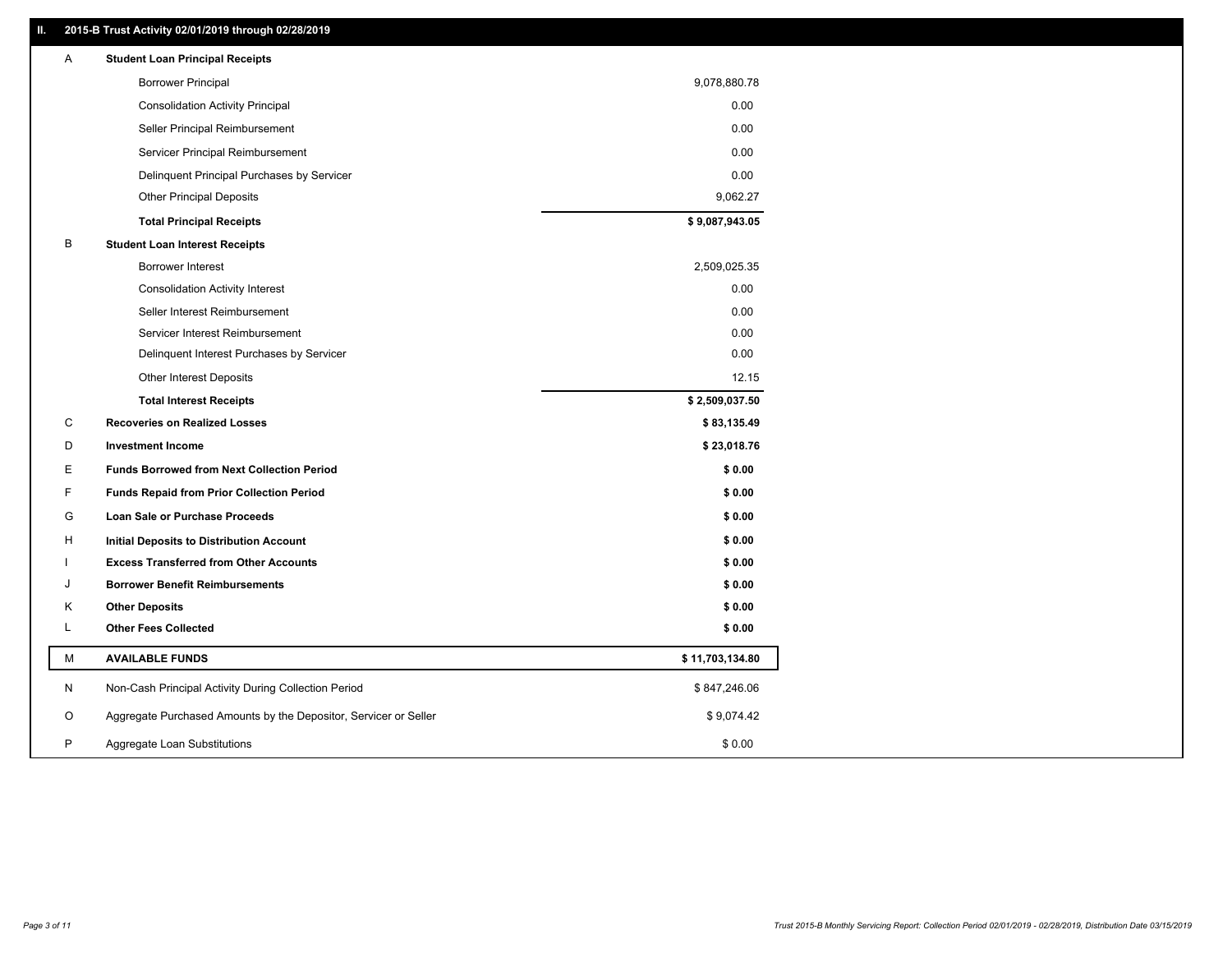## II. 2015-B Trust Activity 02/01/2019 through 02/28/2019

| | | |
|---|---|---|
| A | **Student Loan Principal Receipts** | |
| | Borrower Principal | 9,078,880.78 |
| | Consolidation Activity Principal | 0.00 |
| | Seller Principal Reimbursement | 0.00 |
| | Servicer Principal Reimbursement | 0.00 |
| | Delinquent Principal Purchases by Servicer | 0.00 |
| | Other Principal Deposits | 9,062.27 |
| | **Total Principal Receipts** | **$ 9,087,943.05** |
| B | **Student Loan Interest Receipts** | |
| | Borrower Interest | 2,509,025.35 |
| | Consolidation Activity Interest | 0.00 |
| | Seller Interest Reimbursement | 0.00 |
| | Servicer Interest Reimbursement | 0.00 |
| | Delinquent Interest Purchases by Servicer | 0.00 |
| | Other Interest Deposits | 12.15 |
| | **Total Interest Receipts** | **$ 2,509,037.50** |
| C | **Recoveries on Realized Losses** | **$ 83,135.49** |
| D | **Investment Income** | **$ 23,018.76** |
| E | **Funds Borrowed from Next Collection Period** | **$ 0.00** |
| F | **Funds Repaid from Prior Collection Period** | **$ 0.00** |
| G | **Loan Sale or Purchase Proceeds** | **$ 0.00** |
| H | **Initial Deposits to Distribution Account** | **$ 0.00** |
| I | **Excess Transferred from Other Accounts** | **$ 0.00** |
| J | **Borrower Benefit Reimbursements** | **$ 0.00** |
| K | **Other Deposits** | **$ 0.00** |
| L | **Other Fees Collected** | **$ 0.00** |
| M | **AVAILABLE FUNDS** | **$ 11,703,134.80** |
| N | Non-Cash Principal Activity During Collection Period | $ 847,246.06 |
| O | Aggregate Purchased Amounts by the Depositor, Servicer or Seller | $ 9,074.42 |
| P | Aggregate Loan Substitutions | $ 0.00 |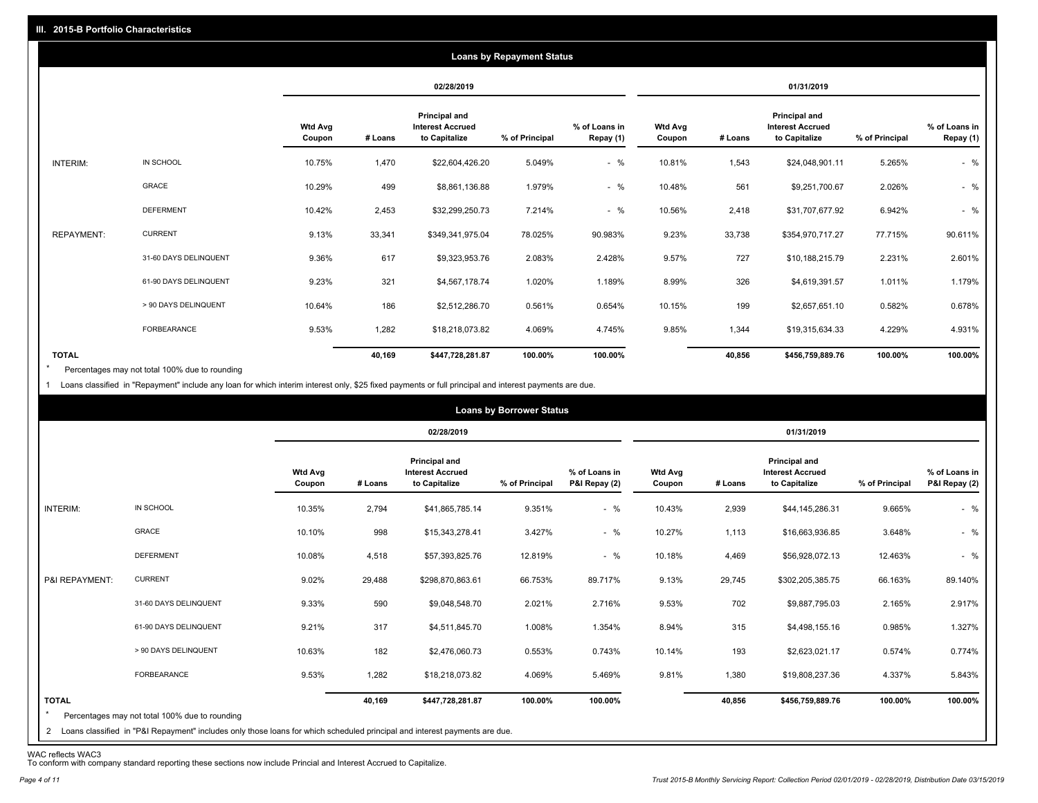## III. 2015-B Portfolio Characteristics

### Loans by Repayment Status

| | | 02/28/2019 | | | | | 01/31/2019 | | | | |
|---|---|---|---|---|---|---|---|---|---|---|---|
| | | Wtd Avg Coupon | # Loans | Principal and Interest Accrued to Capitalize | % of Principal | % of Loans in Repay (1) | Wtd Avg Coupon | # Loans | Principal and Interest Accrued to Capitalize | % of Principal | % of Loans in Repay (1) |
| INTERIM: | IN SCHOOL | 10.75% | 1,470 | $22,604,426.20 | 5.049% | - % | 10.81% | 1,543 | $24,048,901.11 | 5.265% | - % |
| | GRACE | 10.29% | 499 | $8,861,136.88 | 1.979% | - % | 10.48% | 561 | $9,251,700.67 | 2.026% | - % |
| | DEFERMENT | 10.42% | 2,453 | $32,299,250.73 | 7.214% | - % | 10.56% | 2,418 | $31,707,677.92 | 6.942% | - % |
| REPAYMENT: | CURRENT | 9.13% | 33,341 | $349,341,975.04 | 78.025% | 90.983% | 9.23% | 33,738 | $354,970,717.27 | 77.715% | 90.611% |
| | 31-60 DAYS DELINQUENT | 9.36% | 617 | $9,323,953.76 | 2.083% | 2.428% | 9.57% | 727 | $10,188,215.79 | 2.231% | 2.601% |
| | 61-90 DAYS DELINQUENT | 9.23% | 321 | $4,567,178.74 | 1.020% | 1.189% | 8.99% | 326 | $4,619,391.57 | 1.011% | 1.179% |
| | > 90 DAYS DELINQUENT | 10.64% | 186 | $2,512,286.70 | 0.561% | 0.654% | 10.15% | 199 | $2,657,651.10 | 0.582% | 0.678% |
| | FORBEARANCE | 9.53% | 1,282 | $18,218,073.82 | 4.069% | 4.745% | 9.85% | 1,344 | $19,315,634.33 | 4.229% | 4.931% |
| TOTAL | | | 40,169 | $447,728,281.87 | 100.00% | 100.00% | | 40,856 | $456,759,889.76 | 100.00% | 100.00% |

* Percentages may not total 100% due to rounding

1 Loans classified in "Repayment" include any loan for which interim interest only, $25 fixed payments or full principal and interest payments are due.

### Loans by Borrower Status

| | | 02/28/2019 | | | | | 01/31/2019 | | | | |
|---|---|---|---|---|---|---|---|---|---|---|---|
| | | Wtd Avg Coupon | # Loans | Principal and Interest Accrued to Capitalize | % of Principal | % of Loans in P&I Repay (2) | Wtd Avg Coupon | # Loans | Principal and Interest Accrued to Capitalize | % of Principal | % of Loans in P&I Repay (2) |
| INTERIM: | IN SCHOOL | 10.35% | 2,794 | $41,865,785.14 | 9.351% | - % | 10.43% | 2,939 | $44,145,286.31 | 9.665% | - % |
| | GRACE | 10.10% | 998 | $15,343,278.41 | 3.427% | - % | 10.27% | 1,113 | $16,663,936.85 | 3.648% | - % |
| | DEFERMENT | 10.08% | 4,518 | $57,393,825.76 | 12.819% | - % | 10.18% | 4,469 | $56,928,072.13 | 12.463% | - % |
| P&I REPAYMENT: | CURRENT | 9.02% | 29,488 | $298,870,863.61 | 66.753% | 89.717% | 9.13% | 29,745 | $302,205,385.75 | 66.163% | 89.140% |
| | 31-60 DAYS DELINQUENT | 9.33% | 590 | $9,048,548.70 | 2.021% | 2.716% | 9.53% | 702 | $9,887,795.03 | 2.165% | 2.917% |
| | 61-90 DAYS DELINQUENT | 9.21% | 317 | $4,511,845.70 | 1.008% | 1.354% | 8.94% | 315 | $4,498,155.16 | 0.985% | 1.327% |
| | > 90 DAYS DELINQUENT | 10.63% | 182 | $2,476,060.73 | 0.553% | 0.743% | 10.14% | 193 | $2,623,021.17 | 0.574% | 0.774% |
| | FORBEARANCE | 9.53% | 1,282 | $18,218,073.82 | 4.069% | 5.469% | 9.81% | 1,380 | $19,808,237.36 | 4.337% | 5.843% |
| TOTAL | | | 40,169 | $447,728,281.87 | 100.00% | 100.00% | | 40,856 | $456,759,889.76 | 100.00% | 100.00% |

* Percentages may not total 100% due to rounding

2 Loans classified in "P&I Repayment" includes only those loans for which scheduled principal and interest payments are due.

WAC reflects WAC3

To conform with company standard reporting these sections now include Princial and Interest Accrued to Capitalize.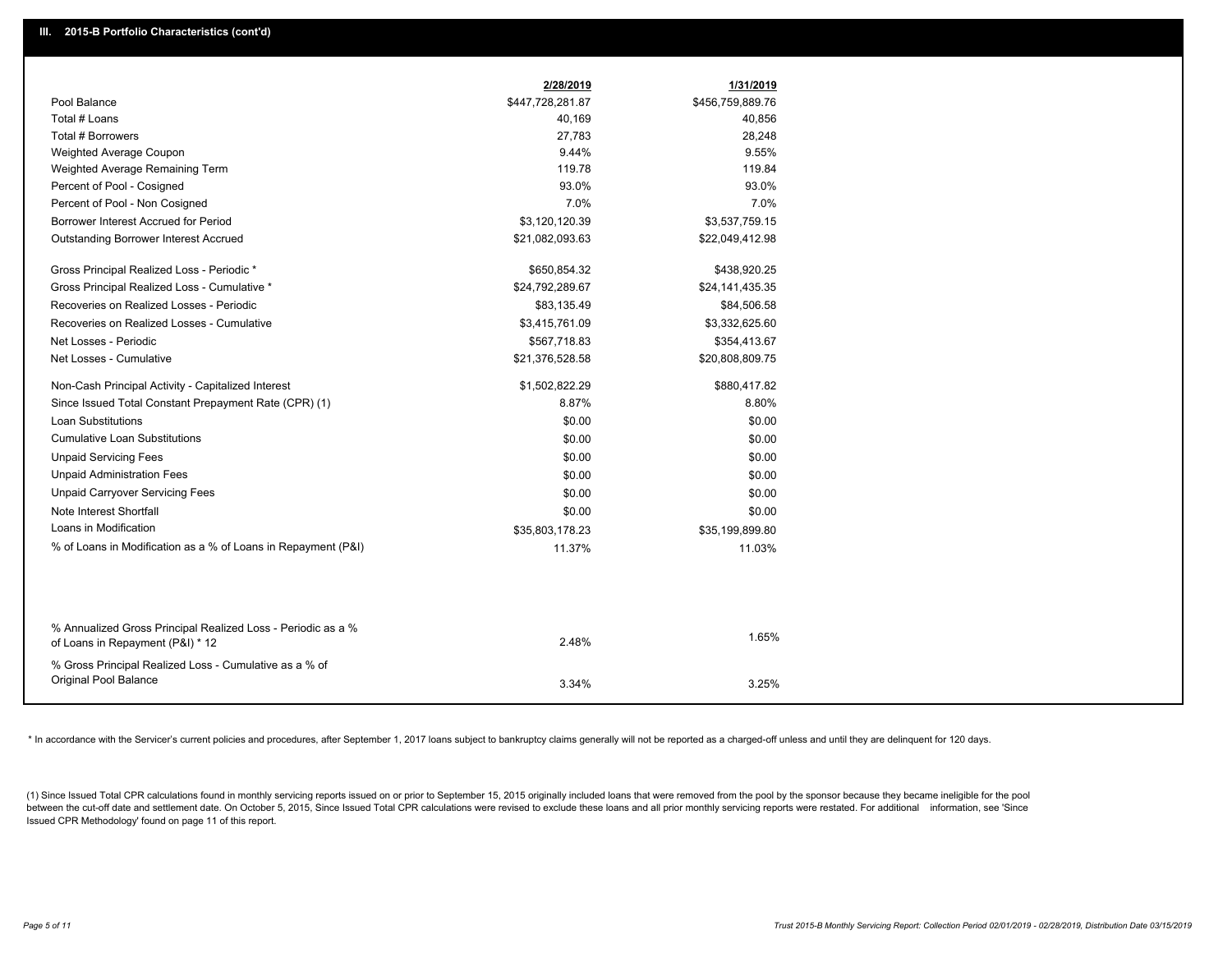## III. 2015-B Portfolio Characteristics (cont'd)

| | 2/28/2019 | 1/31/2019 |
|---|---|---|
| Pool Balance | $447,728,281.87 | $456,759,889.76 |
| Total # Loans | 40,169 | 40,856 |
| Total # Borrowers | 27,783 | 28,248 |
| Weighted Average Coupon | 9.44% | 9.55% |
| Weighted Average Remaining Term | 119.78 | 119.84 |
| Percent of Pool - Cosigned | 93.0% | 93.0% |
| Percent of Pool - Non Cosigned | 7.0% | 7.0% |
| Borrower Interest Accrued for Period | $3,120,120.39 | $3,537,759.15 |
| Outstanding Borrower Interest Accrued | $21,082,093.63 | $22,049,412.98 |
| Gross Principal Realized Loss - Periodic * | $650,854.32 | $438,920.25 |
| Gross Principal Realized Loss - Cumulative * | $24,792,289.67 | $24,141,435.35 |
| Recoveries on Realized Losses - Periodic | $83,135.49 | $84,506.58 |
| Recoveries on Realized Losses - Cumulative | $3,415,761.09 | $3,332,625.60 |
| Net Losses - Periodic | $567,718.83 | $354,413.67 |
| Net Losses - Cumulative | $21,376,528.58 | $20,808,809.75 |
| Non-Cash Principal Activity - Capitalized Interest | $1,502,822.29 | $880,417.82 |
| Since Issued Total Constant Prepayment Rate (CPR) (1) | 8.87% | 8.80% |
| Loan Substitutions | $0.00 | $0.00 |
| Cumulative Loan Substitutions | $0.00 | $0.00 |
| Unpaid Servicing Fees | $0.00 | $0.00 |
| Unpaid Administration Fees | $0.00 | $0.00 |
| Unpaid Carryover Servicing Fees | $0.00 | $0.00 |
| Note Interest Shortfall | $0.00 | $0.00 |
| Loans in Modification | $35,803,178.23 | $35,199,899.80 |
| % of Loans in Modification as a % of Loans in Repayment (P&I) | 11.37% | 11.03% |
| % Annualized Gross Principal Realized Loss - Periodic as a % of Loans in Repayment (P&I) * 12 | 2.48% | 1.65% |
| % Gross Principal Realized Loss - Cumulative as a % of Original Pool Balance | 3.34% | 3.25% |

* In accordance with the Servicer's current policies and procedures, after September 1, 2017 loans subject to bankruptcy claims generally will not be reported as a charged-off unless and until they are delinquent for 120 days.

(1) Since Issued Total CPR calculations found in monthly servicing reports issued on or prior to September 15, 2015 originally included loans that were removed from the pool by the sponsor because they became ineligible for the pool between the cut-off date and settlement date. On October 5, 2015, Since Issued Total CPR calculations were revised to exclude these loans and all prior monthly servicing reports were restated. For additional information, see 'Since Issued CPR Methodology' found on page 11 of this report.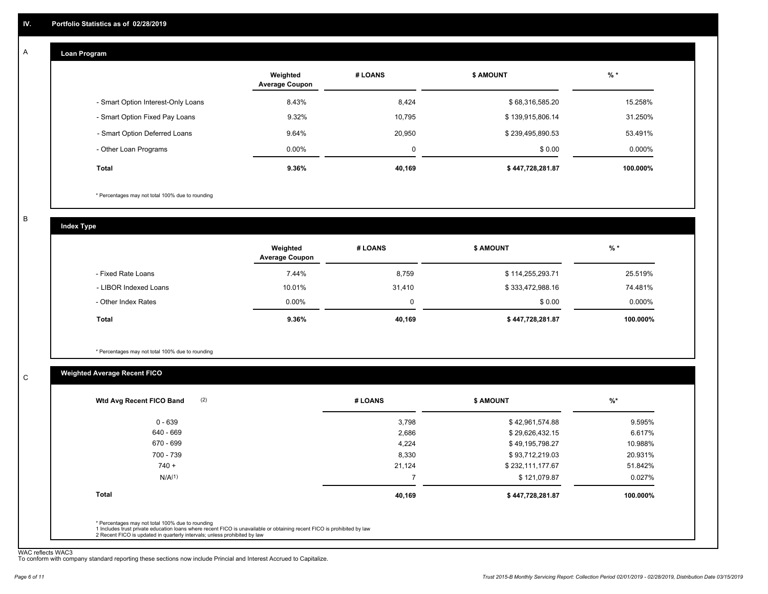## IV. Portfolio Statistics as of 02/28/2019

### A Loan Program

| | Weighted Average Coupon | # LOANS | $ AMOUNT | % * |
|---|---|---|---|---|
| - Smart Option Interest-Only Loans | 8.43% | 8,424 | $ 68,316,585.20 | 15.258% |
| - Smart Option Fixed Pay Loans | 9.32% | 10,795 | $ 139,915,806.14 | 31.250% |
| - Smart Option Deferred Loans | 9.64% | 20,950 | $ 239,495,890.53 | 53.491% |
| - Other Loan Programs | 0.00% | 0 | $ 0.00 | 0.000% |
| **Total** | **9.36%** | **40,169** | **$ 447,728,281.87** | **100.000%** |

* Percentages may not total 100% due to rounding

### B Index Type

| | Weighted Average Coupon | # LOANS | $ AMOUNT | % * |
|---|---|---|---|---|
| - Fixed Rate Loans | 7.44% | 8,759 | $ 114,255,293.71 | 25.519% |
| - LIBOR Indexed Loans | 10.01% | 31,410 | $ 333,472,988.16 | 74.481% |
| - Other Index Rates | 0.00% | 0 | $ 0.00 | 0.000% |
| **Total** | **9.36%** | **40,169** | **$ 447,728,281.87** | **100.000%** |

* Percentages may not total 100% due to rounding

### C Weighted Average Recent FICO

| Wtd Avg Recent FICO Band (2) | # LOANS | $ AMOUNT | %* |
|---|---|---|---|
| 0 - 639 | 3,798 | $ 42,961,574.88 | 9.595% |
| 640 - 669 | 2,686 | $ 29,626,432.15 | 6.617% |
| 670 - 699 | 4,224 | $ 49,195,798.27 | 10.988% |
| 700 - 739 | 8,330 | $ 93,712,219.03 | 20.931% |
| 740 + | 21,124 | $ 232,111,177.67 | 51.842% |
| N/A(1) | 7 | $ 121,079.87 | 0.027% |
| **Total** | **40,169** | **$ 447,728,281.87** | **100.000%** |

* Percentages may not total 100% due to rounding
1 Includes trust private education loans where recent FICO is unavailable or obtaining recent FICO is prohibited by law
2 Recent FICO is updated in quarterly intervals; unless prohibited by law

WAC reflects WAC3
To conform with company standard reporting these sections now include Princial and Interest Accrued to Capitalize.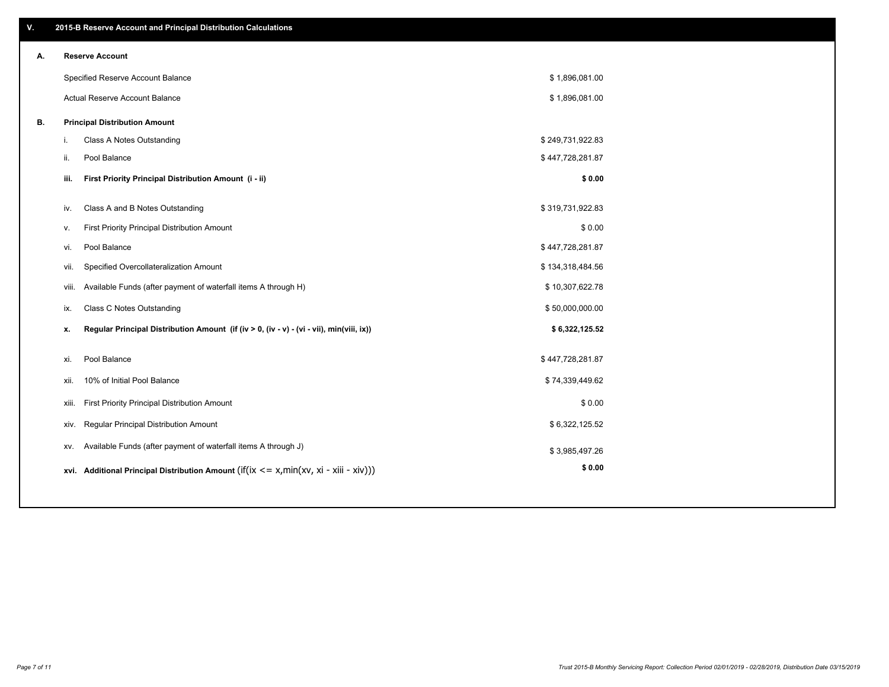## V. 2015-B Reserve Account and Principal Distribution Calculations

### A. Reserve Account

| | |
|---|---|
| Specified Reserve Account Balance | $ 1,896,081.00 |
| Actual Reserve Account Balance | $ 1,896,081.00 |

### B. Principal Distribution Amount

| | | |
|---|---|---|
| i. | Class A Notes Outstanding | $ 249,731,922.83 |
| ii. | Pool Balance | $ 447,728,281.87 |
| **iii.** | **First Priority Principal Distribution Amount (i - ii)** | **$ 0.00** |
| iv. | Class A and B Notes Outstanding | $ 319,731,922.83 |
| v. | First Priority Principal Distribution Amount | $ 0.00 |
| vi. | Pool Balance | $ 447,728,281.87 |
| vii. | Specified Overcollateralization Amount | $ 134,318,484.56 |
| viii. | Available Funds (after payment of waterfall items A through H) | $ 10,307,622.78 |
| ix. | Class C Notes Outstanding | $ 50,000,000.00 |
| **x.** | **Regular Principal Distribution Amount (if (iv > 0, (iv - v) - (vi - vii), min(viii, ix))** | **$ 6,322,125.52** |
| xi. | Pool Balance | $ 447,728,281.87 |
| xii. | 10% of Initial Pool Balance | $ 74,339,449.62 |
| xiii. | First Priority Principal Distribution Amount | $ 0.00 |
| xiv. | Regular Principal Distribution Amount | $ 6,322,125.52 |
| xv. | Available Funds (after payment of waterfall items A through J) | $ 3,985,497.26 |
| **xvi.** | **Additional Principal Distribution Amount** (if(ix <= x,min(xv, xi - xiii - xiv))) | **$ 0.00** |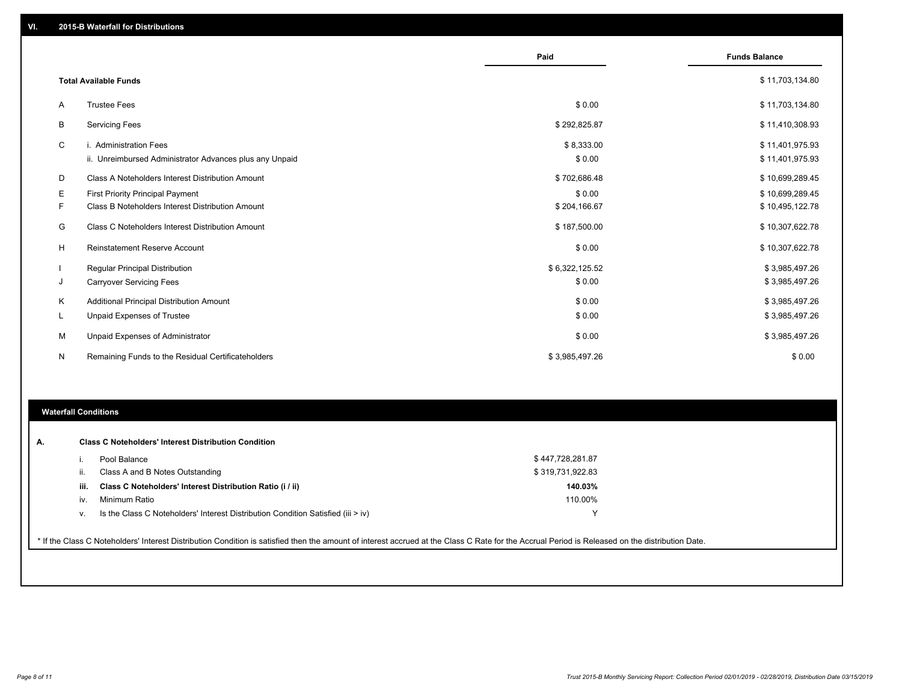## VI. 2015-B Waterfall for Distributions

| | | Paid | Funds Balance |
|---|---|---|---|
| | **Total Available Funds** | | $ 11,703,134.80 |
| A | Trustee Fees | $ 0.00 | $ 11,703,134.80 |
| B | Servicing Fees | $ 292,825.87 | $ 11,410,308.93 |
| C | i. Administration Fees | $ 8,333.00 | $ 11,401,975.93 |
| | ii. Unreimbursed Administrator Advances plus any Unpaid | $ 0.00 | $ 11,401,975.93 |
| D | Class A Noteholders Interest Distribution Amount | $ 702,686.48 | $ 10,699,289.45 |
| E | First Priority Principal Payment | $ 0.00 | $ 10,699,289.45 |
| F | Class B Noteholders Interest Distribution Amount | $ 204,166.67 | $ 10,495,122.78 |
| G | Class C Noteholders Interest Distribution Amount | $ 187,500.00 | $ 10,307,622.78 |
| H | Reinstatement Reserve Account | $ 0.00 | $ 10,307,622.78 |
| I | Regular Principal Distribution | $ 6,322,125.52 | $ 3,985,497.26 |
| J | Carryover Servicing Fees | $ 0.00 | $ 3,985,497.26 |
| K | Additional Principal Distribution Amount | $ 0.00 | $ 3,985,497.26 |
| L | Unpaid Expenses of Trustee | $ 0.00 | $ 3,985,497.26 |
| M | Unpaid Expenses of Administrator | $ 0.00 | $ 3,985,497.26 |
| N | Remaining Funds to the Residual Certificateholders | $ 3,985,497.26 | $ 0.00 |

## Waterfall Conditions

| | | |
|---|---|---|
| **A.** | **Class C Noteholders' Interest Distribution Condition** | |
| i. | Pool Balance | $ 447,728,281.87 |
| ii. | Class A and B Notes Outstanding | $ 319,731,922.83 |
| **iii.** | **Class C Noteholders' Interest Distribution Ratio (i / ii)** | **140.03%** |
| iv. | Minimum Ratio | 110.00% |
| v. | Is the Class C Noteholders' Interest Distribution Condition Satisfied (iii > iv) | Y |

* If the Class C Noteholders' Interest Distribution Condition is satisfied then the amount of interest accrued at the Class C Rate for the Accrual Period is Released on the distribution Date.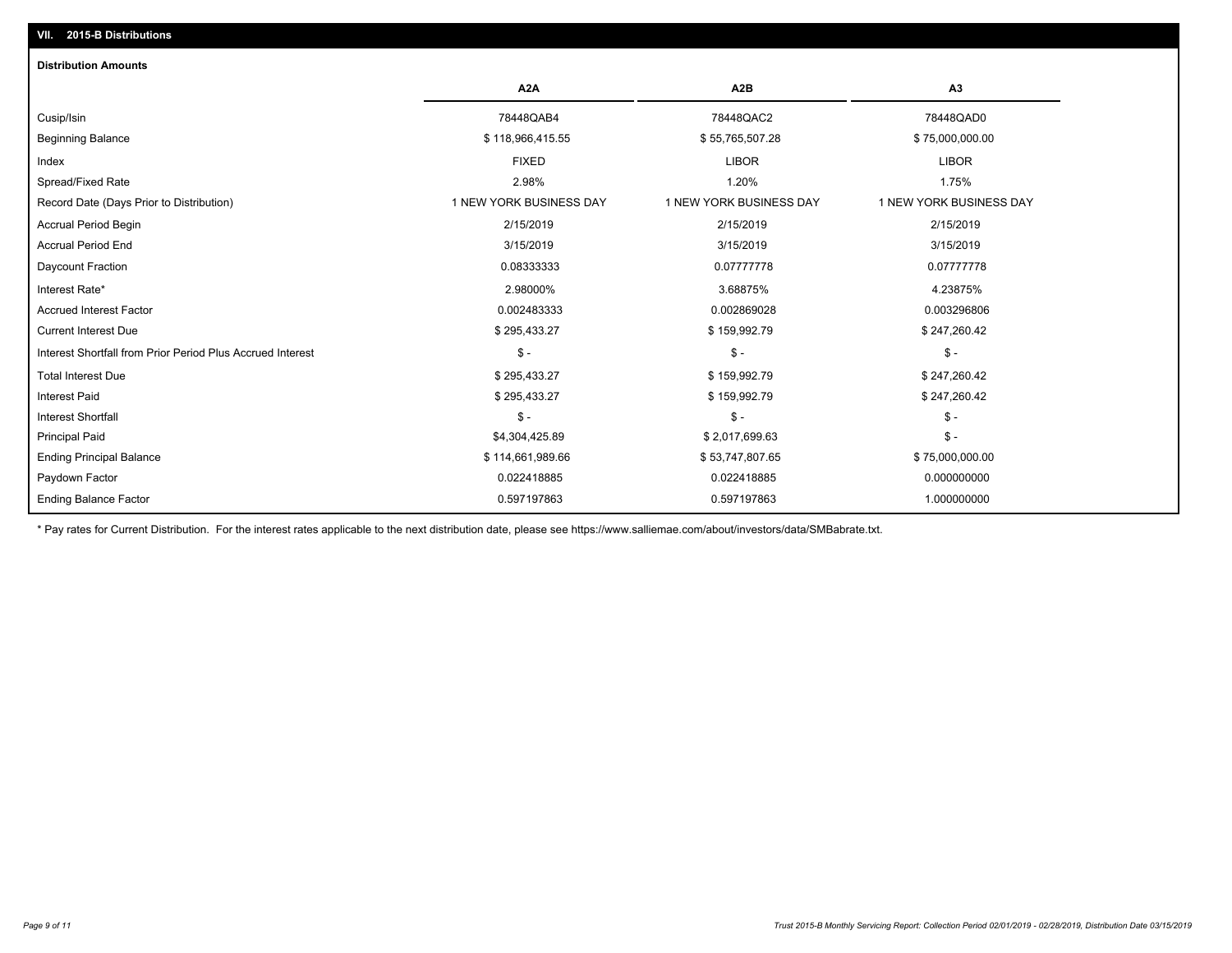## VII. 2015-B Distributions

### Distribution Amounts

| | A2A | A2B | A3 |
|---|---|---|---|
| Cusip/Isin | 78448QAB4 | 78448QAC2 | 78448QAD0 |
| Beginning Balance | $ 118,966,415.55 | $ 55,765,507.28 | $ 75,000,000.00 |
| Index | FIXED | LIBOR | LIBOR |
| Spread/Fixed Rate | 2.98% | 1.20% | 1.75% |
| Record Date (Days Prior to Distribution) | 1 NEW YORK BUSINESS DAY | 1 NEW YORK BUSINESS DAY | 1 NEW YORK BUSINESS DAY |
| Accrual Period Begin | 2/15/2019 | 2/15/2019 | 2/15/2019 |
| Accrual Period End | 3/15/2019 | 3/15/2019 | 3/15/2019 |
| Daycount Fraction | 0.08333333 | 0.07777778 | 0.07777778 |
| Interest Rate* | 2.98000% | 3.68875% | 4.23875% |
| Accrued Interest Factor | 0.002483333 | 0.002869028 | 0.003296806 |
| Current Interest Due | $ 295,433.27 | $ 159,992.79 | $ 247,260.42 |
| Interest Shortfall from Prior Period Plus Accrued Interest | $ - | $ - | $ - |
| Total Interest Due | $ 295,433.27 | $ 159,992.79 | $ 247,260.42 |
| Interest Paid | $ 295,433.27 | $ 159,992.79 | $ 247,260.42 |
| Interest Shortfall | $ - | $ - | $ - |
| Principal Paid | $4,304,425.89 | $ 2,017,699.63 | $ - |
| Ending Principal Balance | $ 114,661,989.66 | $ 53,747,807.65 | $ 75,000,000.00 |
| Paydown Factor | 0.022418885 | 0.022418885 | 0.000000000 |
| Ending Balance Factor | 0.597197863 | 0.597197863 | 1.000000000 |

* Pay rates for Current Distribution. For the interest rates applicable to the next distribution date, please see https://www.salliemae.com/about/investors/data/SMBabrate.txt.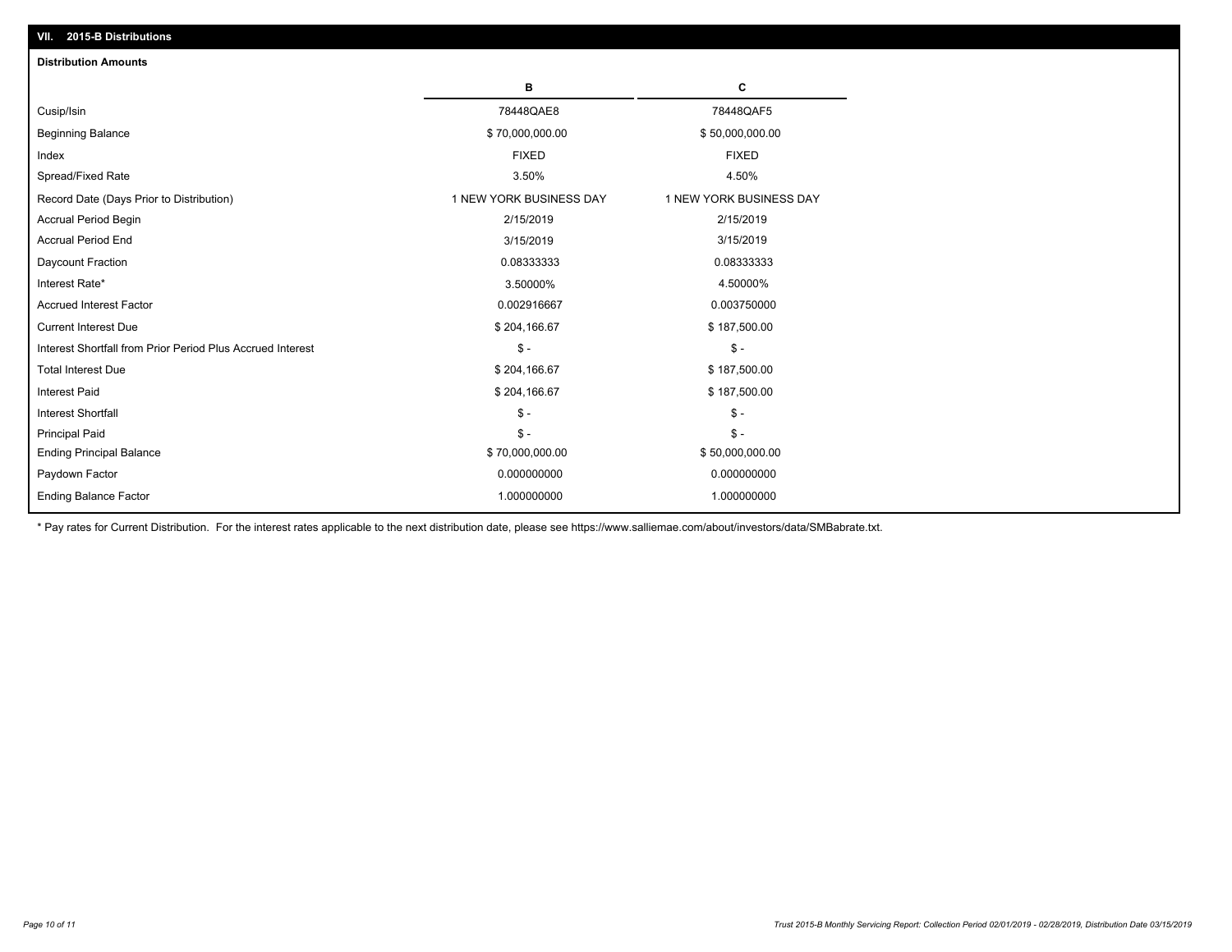## VII. 2015-B Distributions

**Distribution Amounts**

| | B | C |
|---|---|---|
| Cusip/Isin | 78448QAE8 | 78448QAF5 |
| Beginning Balance | $ 70,000,000.00 | $ 50,000,000.00 |
| Index | FIXED | FIXED |
| Spread/Fixed Rate | 3.50% | 4.50% |
| Record Date (Days Prior to Distribution) | 1 NEW YORK BUSINESS DAY | 1 NEW YORK BUSINESS DAY |
| Accrual Period Begin | 2/15/2019 | 2/15/2019 |
| Accrual Period End | 3/15/2019 | 3/15/2019 |
| Daycount Fraction | 0.08333333 | 0.08333333 |
| Interest Rate* | 3.50000% | 4.50000% |
| Accrued Interest Factor | 0.002916667 | 0.003750000 |
| Current Interest Due | $ 204,166.67 | $ 187,500.00 |
| Interest Shortfall from Prior Period Plus Accrued Interest | $ - | $ - |
| Total Interest Due | $ 204,166.67 | $ 187,500.00 |
| Interest Paid | $ 204,166.67 | $ 187,500.00 |
| Interest Shortfall | $ - | $ - |
| Principal Paid | $ - | $ - |
| Ending Principal Balance | $ 70,000,000.00 | $ 50,000,000.00 |
| Paydown Factor | 0.000000000 | 0.000000000 |
| Ending Balance Factor | 1.000000000 | 1.000000000 |

* Pay rates for Current Distribution. For the interest rates applicable to the next distribution date, please see https://www.salliemae.com/about/investors/data/SMBabrate.txt.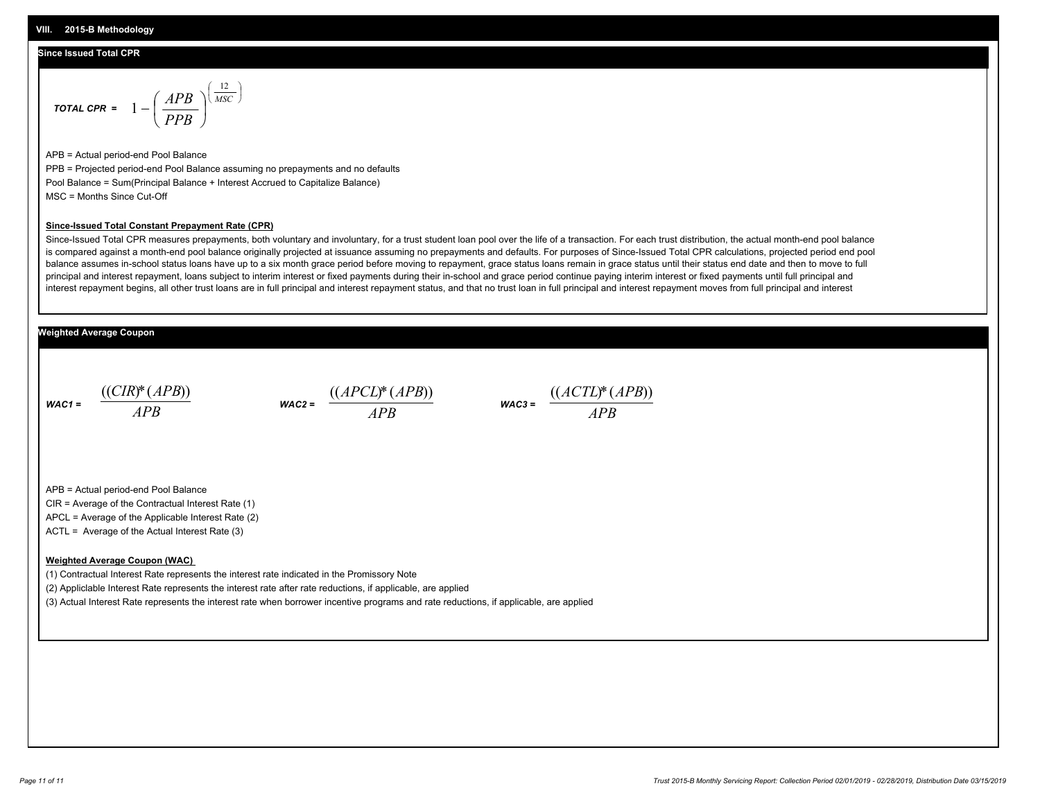## VIII. 2015-B Methodology

### Since Issued Total CPR

$$\textit{TOTAL CPR} = 1 - \left( \frac{APB}{PPB} \right)^{\left( \frac{12}{MSC} \right)}$$

APB = Actual period-end Pool Balance

PPB = Projected period-end Pool Balance assuming no prepayments and no defaults

Pool Balance = Sum(Principal Balance + Interest Accrued to Capitalize Balance)

MSC = Months Since Cut-Off

**Since-Issued Total Constant Prepayment Rate (CPR)**

Since-Issued Total CPR measures prepayments, both voluntary and involuntary, for a trust student loan pool over the life of a transaction. For each trust distribution, the actual month-end pool balance is compared against a month-end pool balance originally projected at issuance assuming no prepayments and defaults. For purposes of Since-Issued Total CPR calculations, projected period end pool balance assumes in-school status loans have up to a six month grace period before moving to repayment, grace status loans remain in grace status until their status end date and then to move to full principal and interest repayment, loans subject to interim interest or fixed payments during their in-school and grace period continue paying interim interest or fixed payments until full principal and interest repayment begins, all other trust loans are in full principal and interest repayment status, and that no trust loan in full principal and interest repayment moves from full principal and interest

### Weighted Average Coupon

$$\textit{WAC1} = \frac{((CIR) * (APB))}{APB} \qquad \textit{WAC2} = \frac{((APCL) * (APB))}{APB} \qquad \textit{WAC3} = \frac{((ACTL) * (APB))}{APB}$$

APB = Actual period-end Pool Balance

CIR = Average of the Contractual Interest Rate (1)

APCL = Average of the Applicable Interest Rate (2)

ACTL = Average of the Actual Interest Rate (3)

**Weighted Average Coupon (WAC)**

(1) Contractual Interest Rate represents the interest rate indicated in the Promissory Note

(2) Appliclable Interest Rate represents the interest rate after rate reductions, if applicable, are applied

(3) Actual Interest Rate represents the interest rate when borrower incentive programs and rate reductions, if applicable, are applied